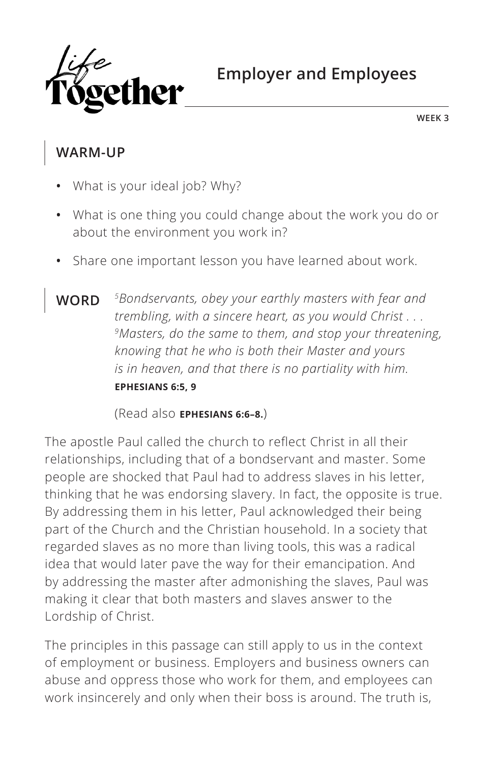# Life Together

## Employer and Employees

WEEK 3

## WARM-UP

- What is your ideal job? Why?
- What is one thing you could change about the work you do or about the environment you work in?
- Share one important lesson you have learned about work.

## WORD

*[5]Bondservants, obey your earthly masters with fear and trembling, with a sincere heart, as you would Christ . . . [9]Masters, do the same to them, and stop your threatening, knowing that he who is both their Master and yours is in heaven, and that there is no partiality with him.*
**EPHESIANS 6:5, 9**

(Read also **EPHESIANS 6:6–8.**)

The apostle Paul called the church to reflect Christ in all their relationships, including that of a bondservant and master. Some people are shocked that Paul had to address slaves in his letter, thinking that he was endorsing slavery. In fact, the opposite is true. By addressing them in his letter, Paul acknowledged their being part of the Church and the Christian household. In a society that regarded slaves as no more than living tools, this was a radical idea that would later pave the way for their emancipation. And by addressing the master after admonishing the slaves, Paul was making it clear that both masters and slaves answer to the Lordship of Christ.

The principles in this passage can still apply to us in the context of employment or business. Employers and business owners can abuse and oppress those who work for them, and employees can work insincerely and only when their boss is around. The truth is,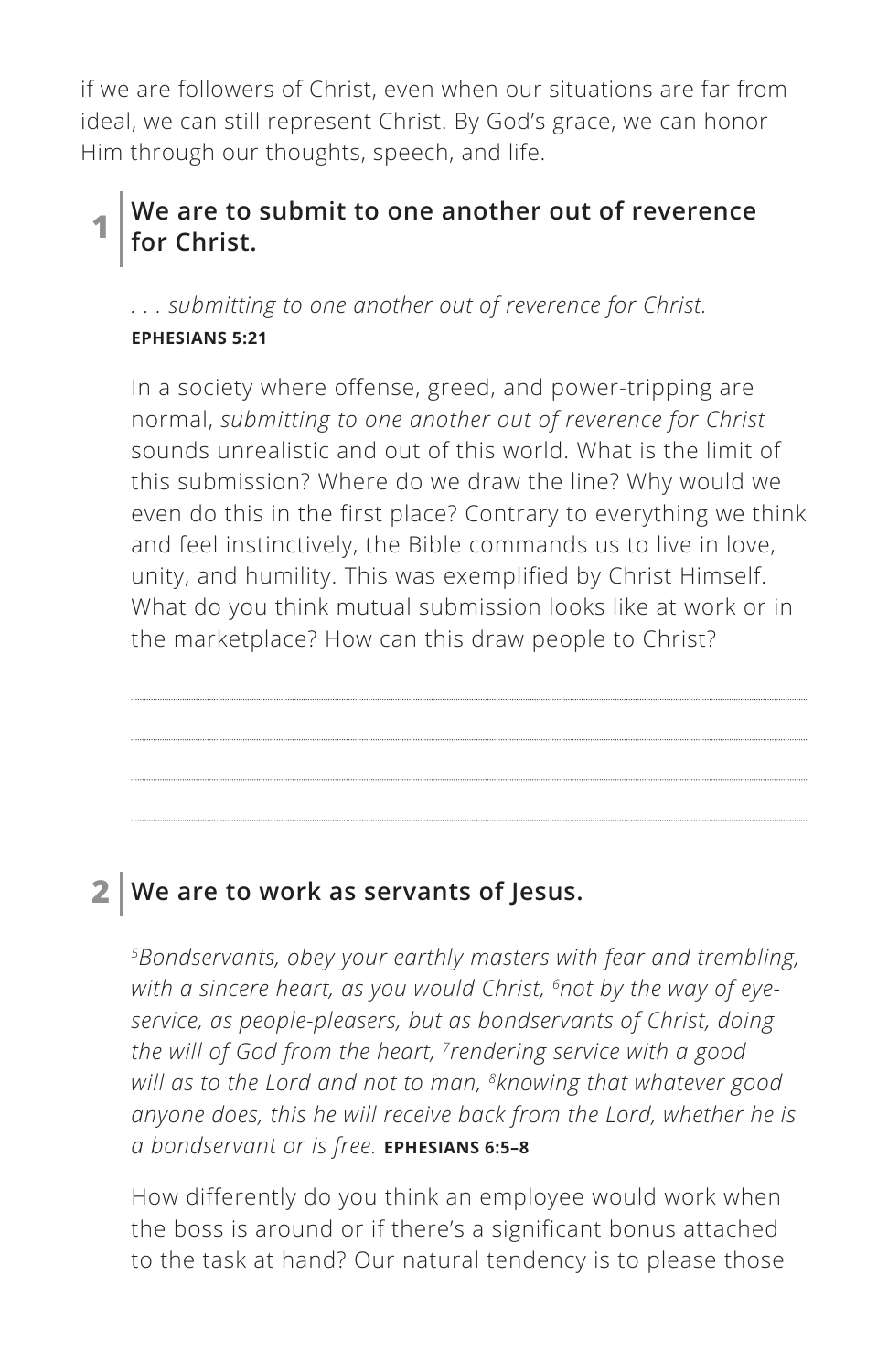if we are followers of Christ, even when our situations are far from ideal, we can still represent Christ. By God's grace, we can honor Him through our thoughts, speech, and life.

## 1 We are to submit to one another out of reverence for Christ.

*. . . submitting to one another out of reverence for Christ.*
**EPHESIANS 5:21**

In a society where offense, greed, and power-tripping are normal, *submitting to one another out of reverence for Christ* sounds unrealistic and out of this world. What is the limit of this submission? Where do we draw the line? Why would we even do this in the first place? Contrary to everything we think and feel instinctively, the Bible commands us to live in love, unity, and humility. This was exemplified by Christ Himself. What do you think mutual submission looks like at work or in the marketplace? How can this draw people to Christ?

## 2 We are to work as servants of Jesus.

*[5]Bondservants, obey your earthly masters with fear and trembling, with a sincere heart, as you would Christ, [6]not by the way of eye-service, as people-pleasers, but as bondservants of Christ, doing the will of God from the heart, [7]rendering service with a good will as to the Lord and not to man, [8]knowing that whatever good anyone does, this he will receive back from the Lord, whether he is a bondservant or is free.* **EPHESIANS 6:5–8**

How differently do you think an employee would work when the boss is around or if there's a significant bonus attached to the task at hand? Our natural tendency is to please those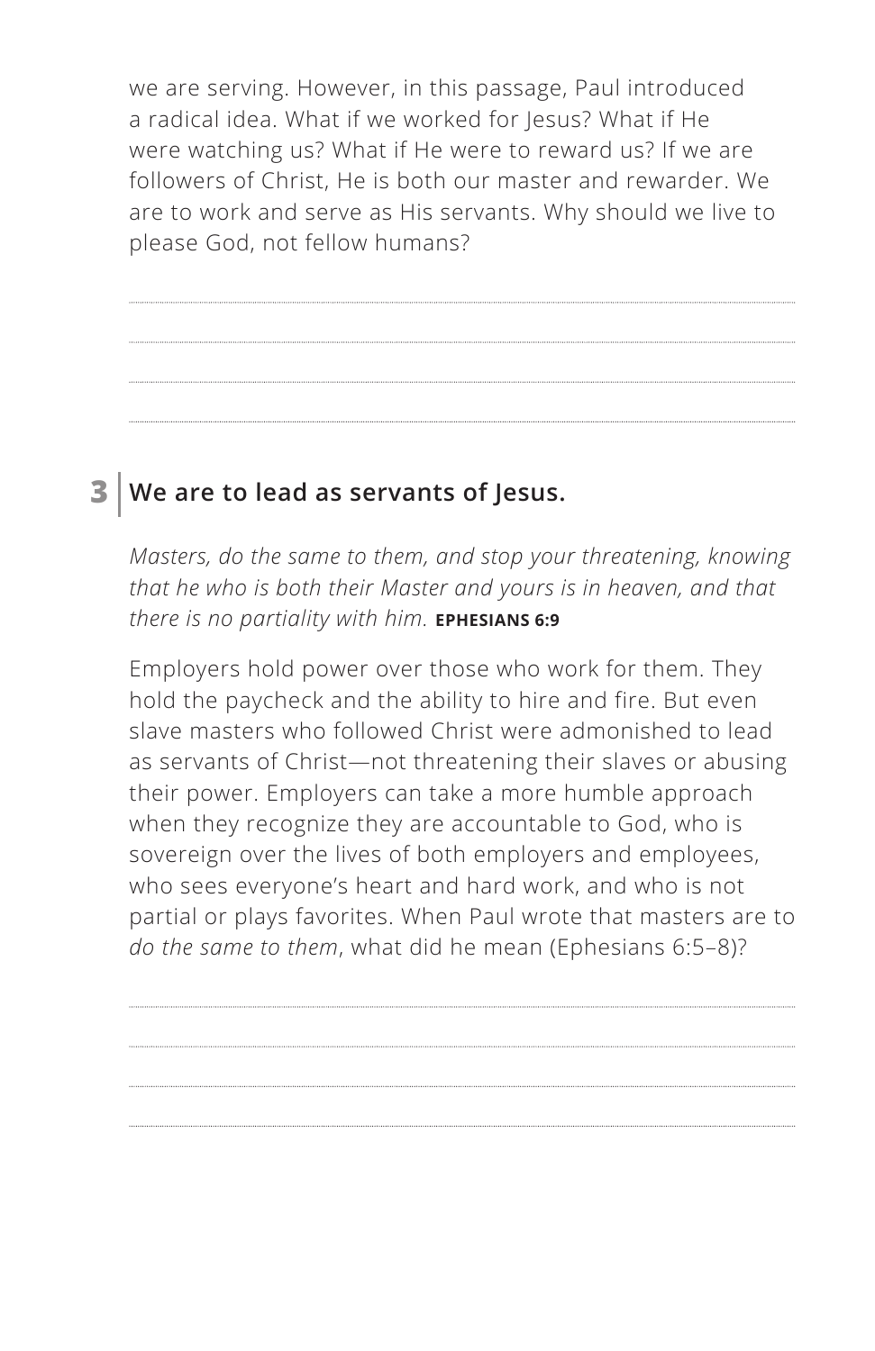we are serving. However, in this passage, Paul introduced a radical idea. What if we worked for Jesus? What if He were watching us? What if He were to reward us? If we are followers of Christ, He is both our master and rewarder. We are to work and serve as His servants. Why should we live to please God, not fellow humans?

## 3 | We are to lead as servants of Jesus.

*Masters, do the same to them, and stop your threatening, knowing that he who is both their Master and yours is in heaven, and that there is no partiality with him.* **EPHESIANS 6:9**

Employers hold power over those who work for them. They hold the paycheck and the ability to hire and fire. But even slave masters who followed Christ were admonished to lead as servants of Christ—not threatening their slaves or abusing their power. Employers can take a more humble approach when they recognize they are accountable to God, who is sovereign over the lives of both employers and employees, who sees everyone's heart and hard work, and who is not partial or plays favorites. When Paul wrote that masters are to *do the same to them*, what did he mean (Ephesians 6:5–8)?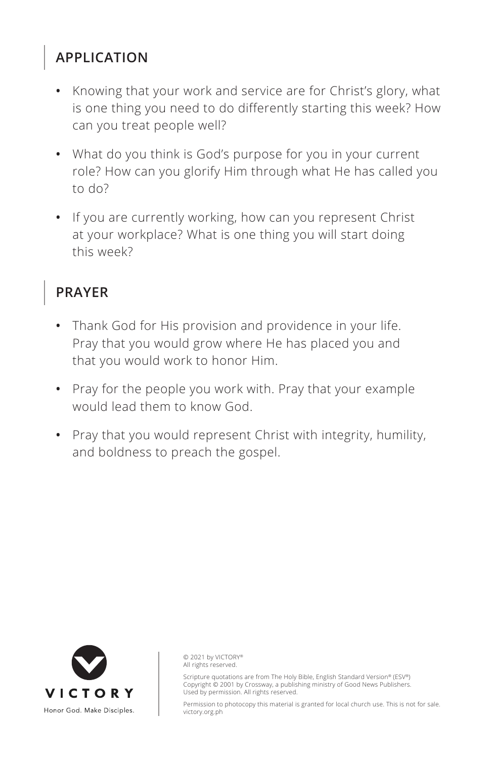## APPLICATION

- Knowing that your work and service are for Christ's glory, what is one thing you need to do differently starting this week? How can you treat people well?
- What do you think is God's purpose for you in your current role? How can you glorify Him through what He has called you to do?
- If you are currently working, how can you represent Christ at your workplace? What is one thing you will start doing this week?

## PRAYER

- Thank God for His provision and providence in your life. Pray that you would grow where He has placed you and that you would work to honor Him.
- Pray for the people you work with. Pray that your example would lead them to know God.
- Pray that you would represent Christ with integrity, humility, and boldness to preach the gospel.

VICTORY

Honor God. Make Disciples.

© 2021 by VICTORY®
All rights reserved.

Scripture quotations are from The Holy Bible, English Standard Version® (ESV®) Copyright © 2001 by Crossway, a publishing ministry of Good News Publishers. Used by permission. All rights reserved.

Permission to photocopy this material is granted for local church use. This is not for sale.
victory.org.ph